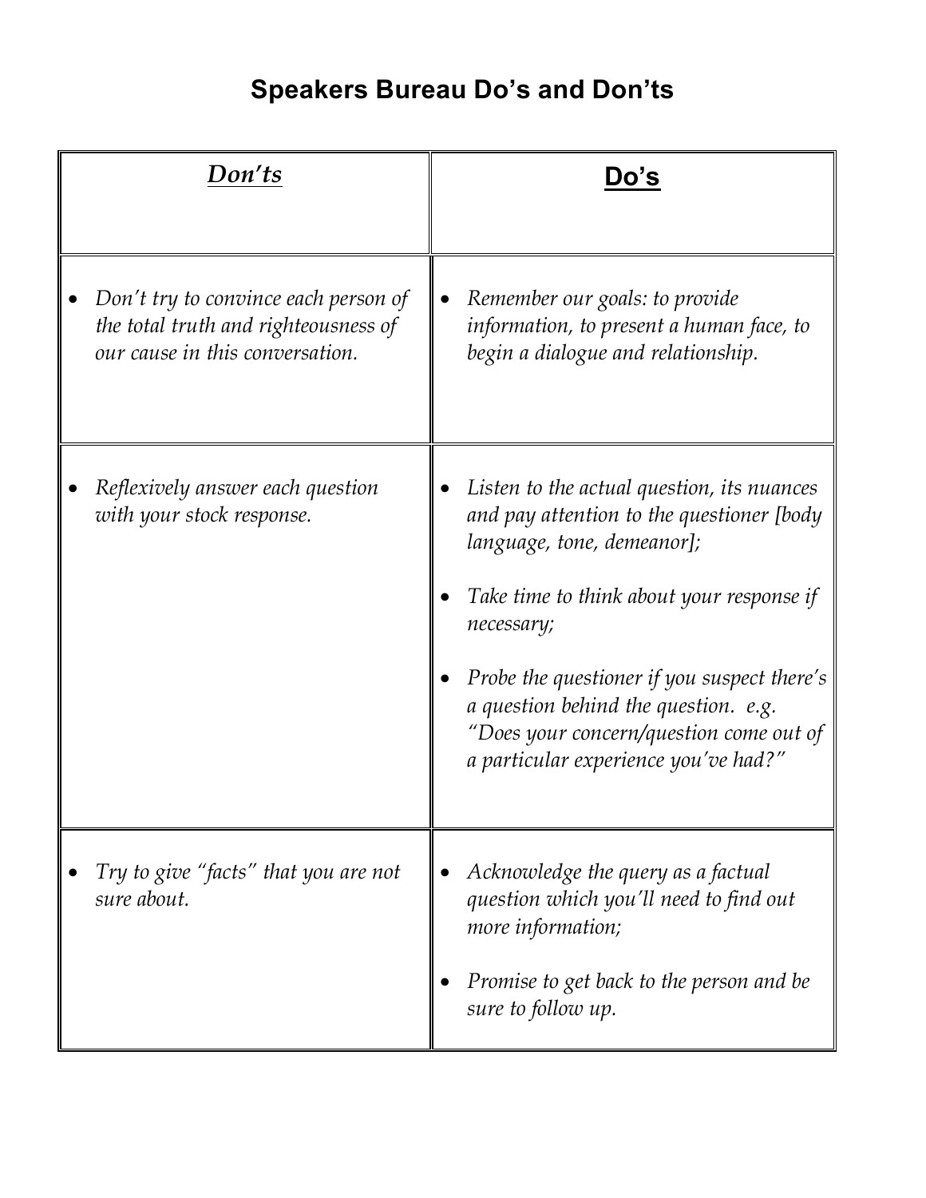# Speakers Bureau Do's and Don'ts

| ***Don'ts*** | **Do's** |
| --- | --- |
| • *Don't try to convince each person of the total truth and righteousness of our cause in this conversation.* | • *Remember our goals: to provide information, to present a human face, to begin a dialogue and relationship.* |
| • *Reflexively answer each question with your stock response.* | • *Listen to the actual question, its nuances and pay attention to the questioner [body language, tone, demeanor];*<br><br>• *Take time to think about your response if necessary;*<br><br>• *Probe the questioner if you suspect there's a question behind the question. e.g. "Does your concern/question come out of a particular experience you've had?"* |
| • *Try to give "facts" that you are not sure about.* | • *Acknowledge the query as a factual question which you'll need to find out more information;*<br><br>• *Promise to get back to the person and be sure to follow up.* |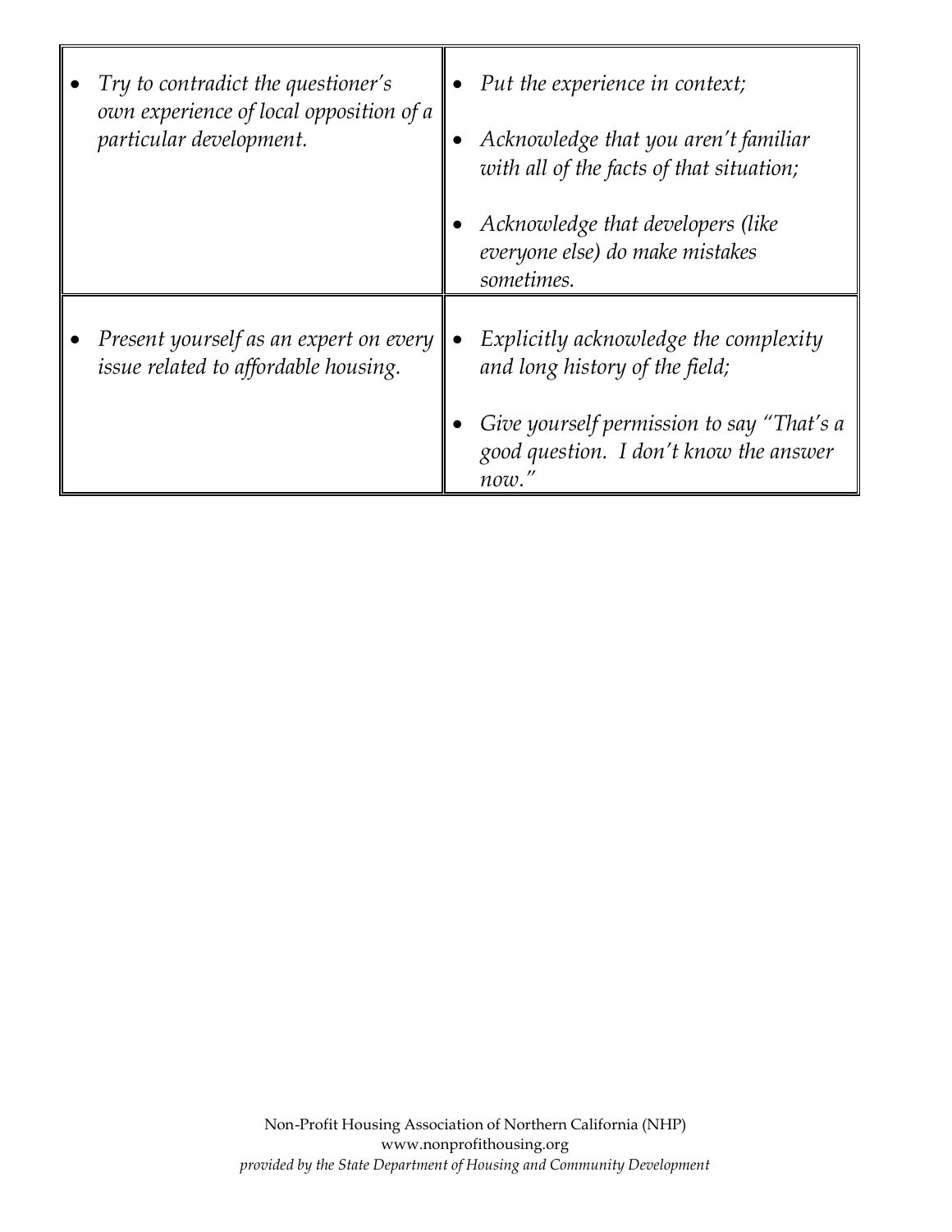| | |
|---|---|
| • *Try to contradict the questioner's own experience of local opposition of a particular development.* | • *Put the experience in context;*<br><br>• *Acknowledge that you aren't familiar with all of the facts of that situation;*<br><br>• *Acknowledge that developers (like everyone else) do make mistakes sometimes.* |
| • *Present yourself as an expert on every issue related to affordable housing.* | • *Explicitly acknowledge the complexity and long history of the field;*<br><br>• *Give yourself permission to say "That's a good question. I don't know the answer now."* |

Non-Profit Housing Association of Northern California (NHP)
www.nonprofithousing.org
*provided by the State Department of Housing and Community Development*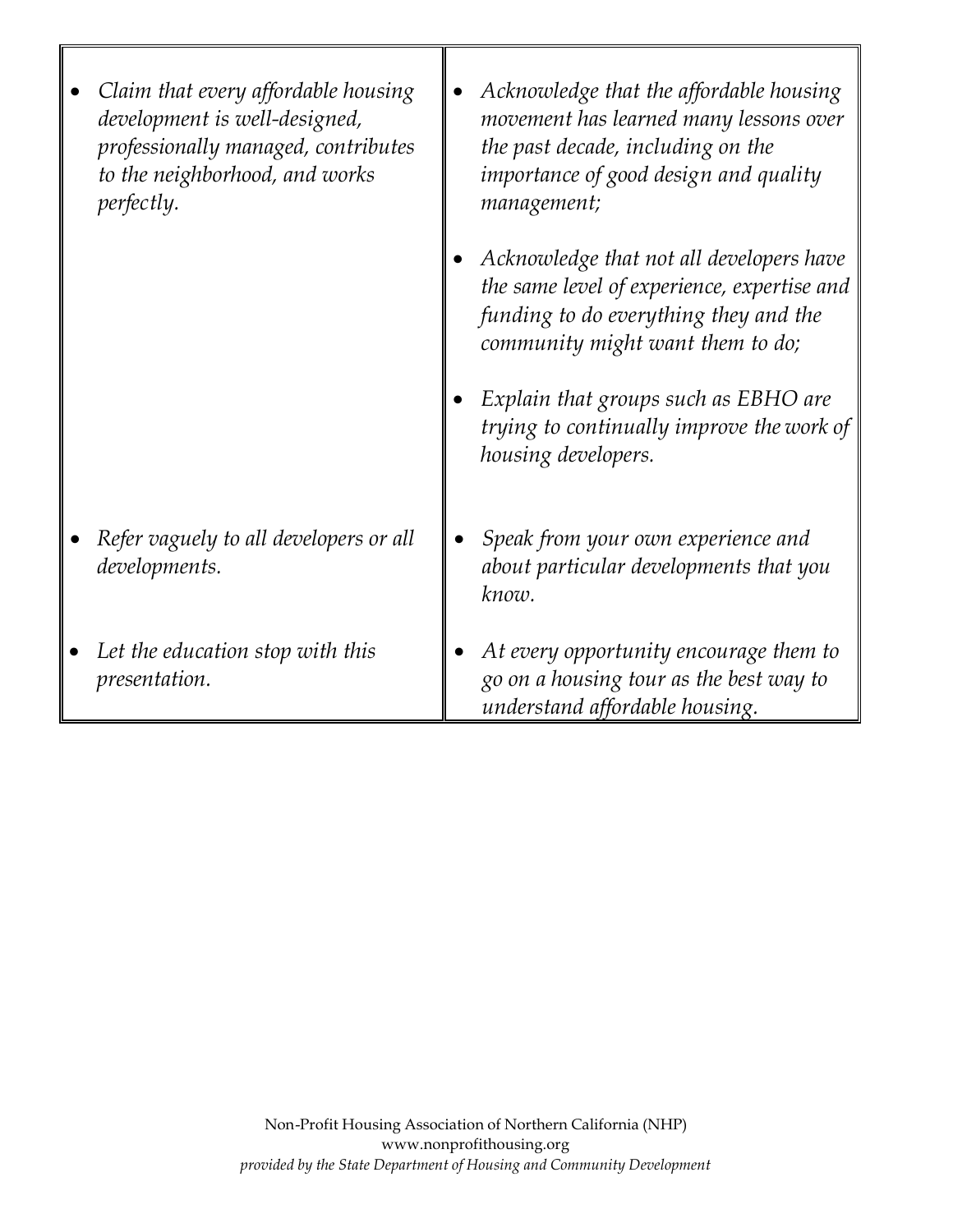| | |
|---|---|
| • *Claim that every affordable housing development is well-designed, professionally managed, contributes to the neighborhood, and works perfectly.* | • *Acknowledge that the affordable housing movement has learned many lessons over the past decade, including on the importance of good design and quality management;*<br><br>• *Acknowledge that not all developers have the same level of experience, expertise and funding to do everything they and the community might want them to do;*<br><br>• *Explain that groups such as EBHO are trying to continually improve the work of housing developers.* |
| • *Refer vaguely to all developers or all developments.* | • *Speak from your own experience and about particular developments that you know.* |
| • *Let the education stop with this presentation.* | • *At every opportunity encourage them to go on a housing tour as the best way to understand affordable housing.* |

Non-Profit Housing Association of Northern California (NHP)
www.nonprofithousing.org
*provided by the State Department of Housing and Community Development*